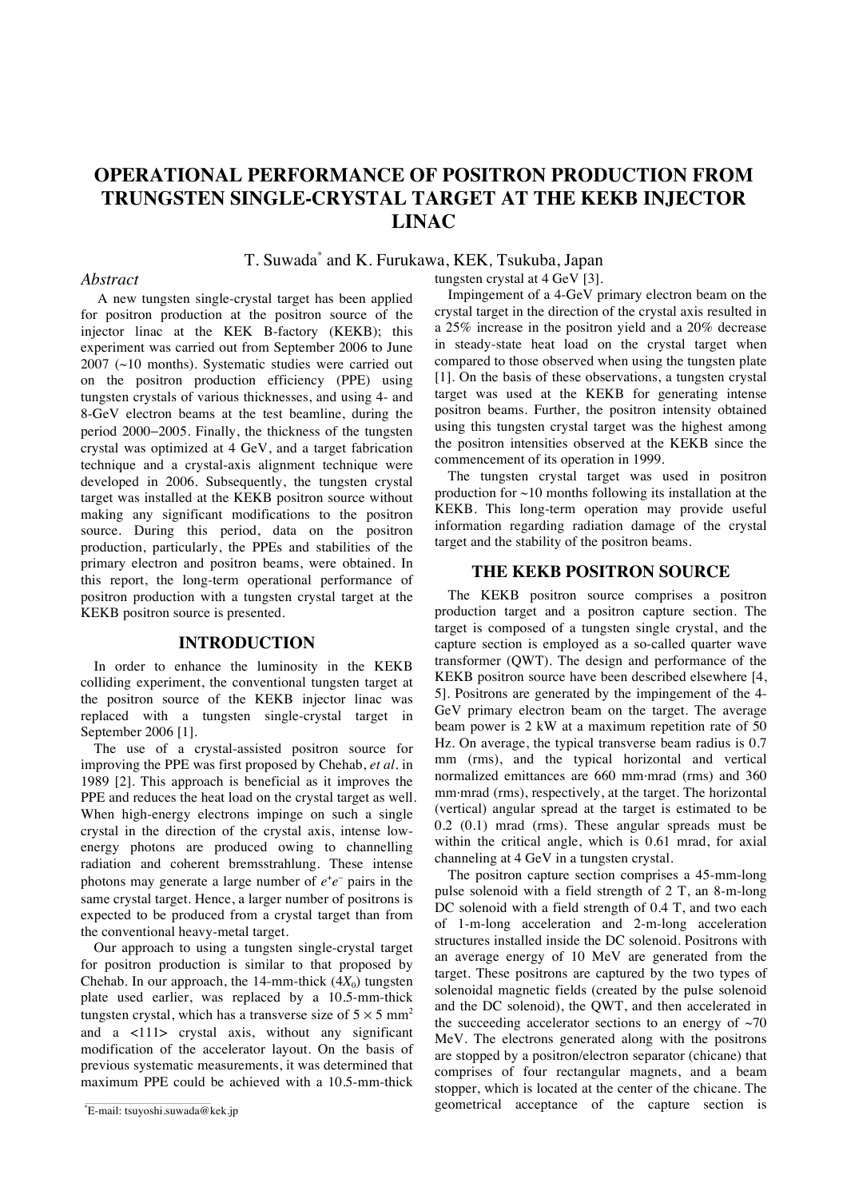# OPERATIONAL PERFORMANCE OF POSITRON PRODUCTION FROM TRUNGSTEN SINGLE-CRYSTAL TARGET AT THE KEKB INJECTOR LINAC

T. Suwada* and K. Furukawa, KEK, Tsukuba, Japan

## *Abstract*

A new tungsten single-crystal target has been applied for positron production at the positron source of the injector linac at the KEK B-factory (KEKB); this experiment was carried out from September 2006 to June 2007 (~10 months). Systematic studies were carried out on the positron production efficiency (PPE) using tungsten crystals of various thicknesses, and using 4- and 8-GeV electron beams at the test beamline, during the period 2000−2005. Finally, the thickness of the tungsten crystal was optimized at 4 GeV, and a target fabrication technique and a crystal-axis alignment technique were developed in 2006. Subsequently, the tungsten crystal target was installed at the KEKB positron source without making any significant modifications to the positron source. During this period, data on the positron production, particularly, the PPEs and stabilities of the primary electron and positron beams, were obtained. In this report, the long-term operational performance of positron production with a tungsten crystal target at the KEKB positron source is presented.

## INTRODUCTION

In order to enhance the luminosity in the KEKB colliding experiment, the conventional tungsten target at the positron source of the KEKB injector linac was replaced with a tungsten single-crystal target in September 2006 [1].

The use of a crystal-assisted positron source for improving the PPE was first proposed by Chehab, *et al*. in 1989 [2]. This approach is beneficial as it improves the PPE and reduces the heat load on the crystal target as well. When high-energy electrons impinge on such a single crystal in the direction of the crystal axis, intense low-energy photons are produced owing to channelling radiation and coherent bremsstrahlung. These intense photons may generate a large number of $e^+e^-$ pairs in the same crystal target. Hence, a larger number of positrons is expected to be produced from a crystal target than from the conventional heavy-metal target.

Our approach to using a tungsten single-crystal target for positron production is similar to that proposed by Chehab. In our approach, the 14-mm-thick ($4X_0$) tungsten plate used earlier, was replaced by a 10.5-mm-thick tungsten crystal, which has a transverse size of $5 \times 5$ mm$^2$ and a <111> crystal axis, without any significant modification of the accelerator layout. On the basis of previous systematic measurements, it was determined that maximum PPE could be achieved with a 10.5-mm-thick tungsten crystal at 4 GeV [3].

Impingement of a 4-GeV primary electron beam on the crystal target in the direction of the crystal axis resulted in a 25% increase in the positron yield and a 20% decrease in steady-state heat load on the crystal target when compared to those observed when using the tungsten plate [1]. On the basis of these observations, a tungsten crystal target was used at the KEKB for generating intense positron beams. Further, the positron intensity obtained using this tungsten crystal target was the highest among the positron intensities observed at the KEKB since the commencement of its operation in 1999.

The tungsten crystal target was used in positron production for ~10 months following its installation at the KEKB. This long-term operation may provide useful information regarding radiation damage of the crystal target and the stability of the positron beams.

## THE KEKB POSITRON SOURCE

The KEKB positron source comprises a positron production target and a positron capture section. The target is composed of a tungsten single crystal, and the capture section is employed as a so-called quarter wave transformer (QWT). The design and performance of the KEKB positron source have been described elsewhere [4, 5]. Positrons are generated by the impingement of the 4-GeV primary electron beam on the target. The average beam power is 2 kW at a maximum repetition rate of 50 Hz. On average, the typical transverse beam radius is 0.7 mm (rms), and the typical horizontal and vertical normalized emittances are 660 mm·mrad (rms) and 360 mm·mrad (rms), respectively, at the target. The horizontal (vertical) angular spread at the target is estimated to be 0.2 (0.1) mrad (rms). These angular spreads must be within the critical angle, which is 0.61 mrad, for axial channeling at 4 GeV in a tungsten crystal.

The positron capture section comprises a 45-mm-long pulse solenoid with a field strength of 2 T, an 8-m-long DC solenoid with a field strength of 0.4 T, and two each of 1-m-long acceleration and 2-m-long acceleration structures installed inside the DC solenoid. Positrons with an average energy of 10 MeV are generated from the target. These positrons are captured by the two types of solenoidal magnetic fields (created by the pulse solenoid and the DC solenoid), the QWT, and then accelerated in the succeeding accelerator sections to an energy of ~70 MeV. The electrons generated along with the positrons are stopped by a positron/electron separator (chicane) that comprises of four rectangular magnets, and a beam stopper, which is located at the center of the chicane. The geometrical acceptance of the capture section is

*E-mail: tsuyoshi.suwada@kek.jp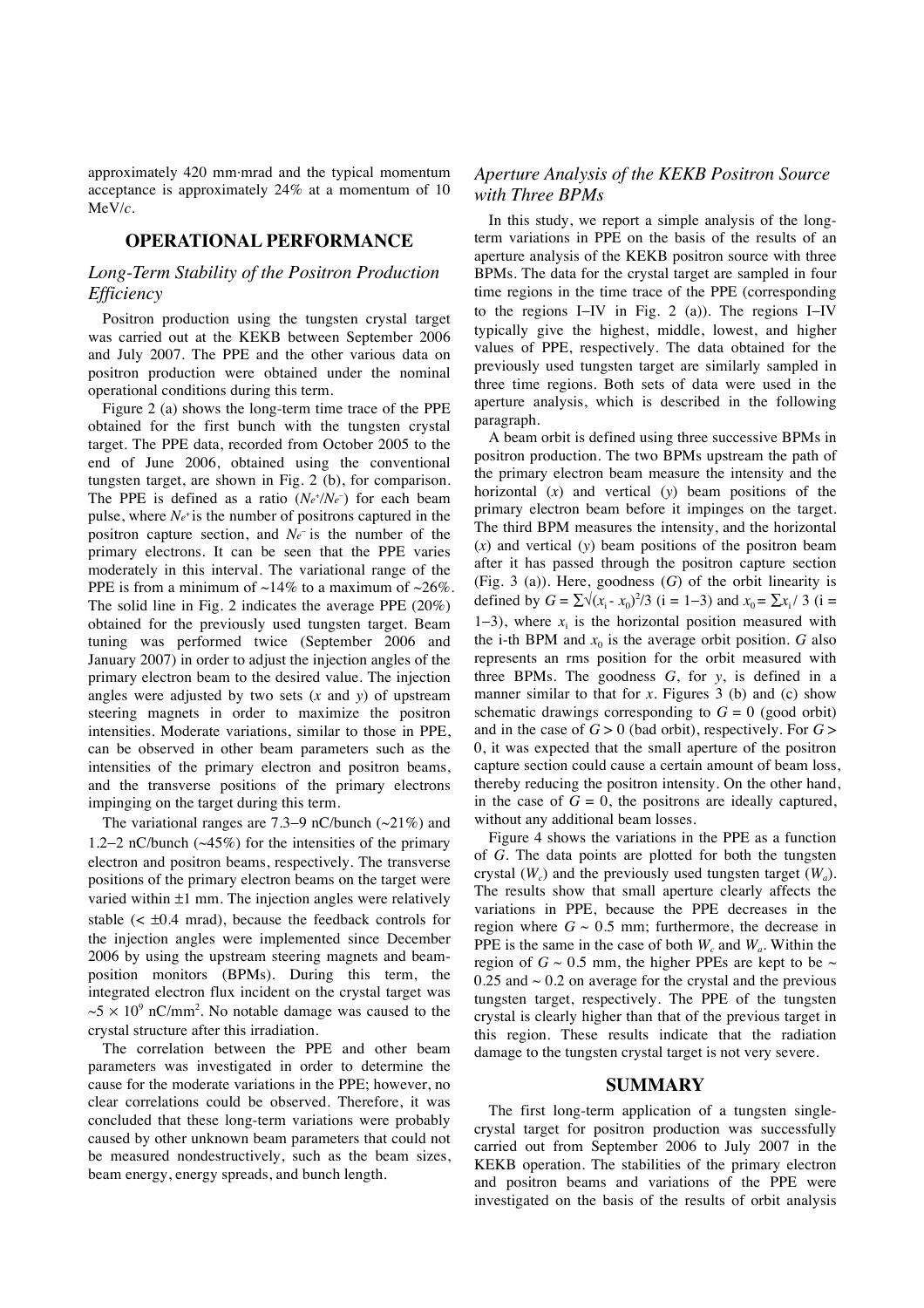approximately 420 mm·mrad and the typical momentum acceptance is approximately 24% at a momentum of 10 MeV/*c*.

## OPERATIONAL PERFORMANCE

### *Long-Term Stability of the Positron Production Efficiency*

Positron production using the tungsten crystal target was carried out at the KEKB between September 2006 and July 2007. The PPE and the other various data on positron production were obtained under the nominal operational conditions during this term.

Figure 2 (a) shows the long-term time trace of the PPE obtained for the first bunch with the tungsten crystal target. The PPE data, recorded from October 2005 to the end of June 2006, obtained using the conventional tungsten target, are shown in Fig. 2 (b), for comparison. The PPE is defined as a ratio ($N_{e^+}/N_{e^-}$) for each beam pulse, where $N_{e^+}$ is the number of positrons captured in the positron capture section, and $N_{e^-}$ is the number of the primary electrons. It can be seen that the PPE varies moderately in this interval. The variational range of the PPE is from a minimum of ~14% to a maximum of ~26%. The solid line in Fig. 2 indicates the average PPE (20%) obtained for the previously used tungsten target. Beam tuning was performed twice (September 2006 and January 2007) in order to adjust the injection angles of the primary electron beam to the desired value. The injection angles were adjusted by two sets (*x* and *y*) of upstream steering magnets in order to maximize the positron intensities. Moderate variations, similar to those in PPE, can be observed in other beam parameters such as the intensities of the primary electron and positron beams, and the transverse positions of the primary electrons impinging on the target during this term.

The variational ranges are 7.3–9 nC/bunch (~21%) and 1.2–2 nC/bunch (~45%) for the intensities of the primary electron and positron beams, respectively. The transverse positions of the primary electron beams on the target were varied within ±1 mm. The injection angles were relatively stable (< ±0.4 mrad), because the feedback controls for the injection angles were implemented since December 2006 by using the upstream steering magnets and beam-position monitors (BPMs). During this term, the integrated electron flux incident on the crystal target was $\sim 5 \times 10^9$ nC/mm$^2$. No notable damage was caused to the crystal structure after this irradiation.

The correlation between the PPE and other beam parameters was investigated in order to determine the cause for the moderate variations in the PPE; however, no clear correlations could be observed. Therefore, it was concluded that these long-term variations were probably caused by other unknown beam parameters that could not be measured nondestructively, such as the beam sizes, beam energy, energy spreads, and bunch length.

### *Aperture Analysis of the KEKB Positron Source with Three BPMs*

In this study, we report a simple analysis of the long-term variations in PPE on the basis of the results of an aperture analysis of the KEKB positron source with three BPMs. The data for the crystal target are sampled in four time regions in the time trace of the PPE (corresponding to the regions I–IV in Fig. 2 (a)). The regions I–IV typically give the highest, middle, lowest, and higher values of PPE, respectively. The data obtained for the previously used tungsten target are similarly sampled in three time regions. Both sets of data were used in the aperture analysis, which is described in the following paragraph.

A beam orbit is defined using three successive BPMs in positron production. The two BPMs upstream the path of the primary electron beam measure the intensity and the horizontal (*x*) and vertical (*y*) beam positions of the primary electron beam before it impinges on the target. The third BPM measures the intensity, and the horizontal (*x*) and vertical (*y*) beam positions of the positron beam after it has passed through the positron capture section (Fig. 3 (a)). Here, goodness (*G*) of the orbit linearity is defined by $G = \sum\sqrt{(x_i - x_0)^2/3}$ (i = 1–3) and $x_0 = \sum x_i / 3$ (i = 1–3), where $x_i$ is the horizontal position measured with the i-th BPM and $x_0$ is the average orbit position. *G* also represents an rms position for the orbit measured with three BPMs. The goodness *G*, for *y*, is defined in a manner similar to that for *x*. Figures 3 (b) and (c) show schematic drawings corresponding to $G = 0$ (good orbit) and in the case of $G > 0$ (bad orbit), respectively. For $G > 0$, it was expected that the small aperture of the positron capture section could cause a certain amount of beam loss, thereby reducing the positron intensity. On the other hand, in the case of $G = 0$, the positrons are ideally captured, without any additional beam losses.

Figure 4 shows the variations in the PPE as a function of *G*. The data points are plotted for both the tungsten crystal ($W_c$) and the previously used tungsten target ($W_a$). The results show that small aperture clearly affects the variations in PPE, because the PPE decreases in the region where $G \sim 0.5$ mm; furthermore, the decrease in PPE is the same in the case of both $W_c$ and $W_a$. Within the region of $G \sim 0.5$ mm, the higher PPEs are kept to be ~ 0.25 and ~ 0.2 on average for the crystal and the previous tungsten target, respectively. The PPE of the tungsten crystal is clearly higher than that of the previous target in this region. These results indicate that the radiation damage to the tungsten crystal target is not very severe.

## SUMMARY

The first long-term application of a tungsten single-crystal target for positron production was successfully carried out from September 2006 to July 2007 in the KEKB operation. The stabilities of the primary electron and positron beams and variations of the PPE were investigated on the basis of the results of orbit analysis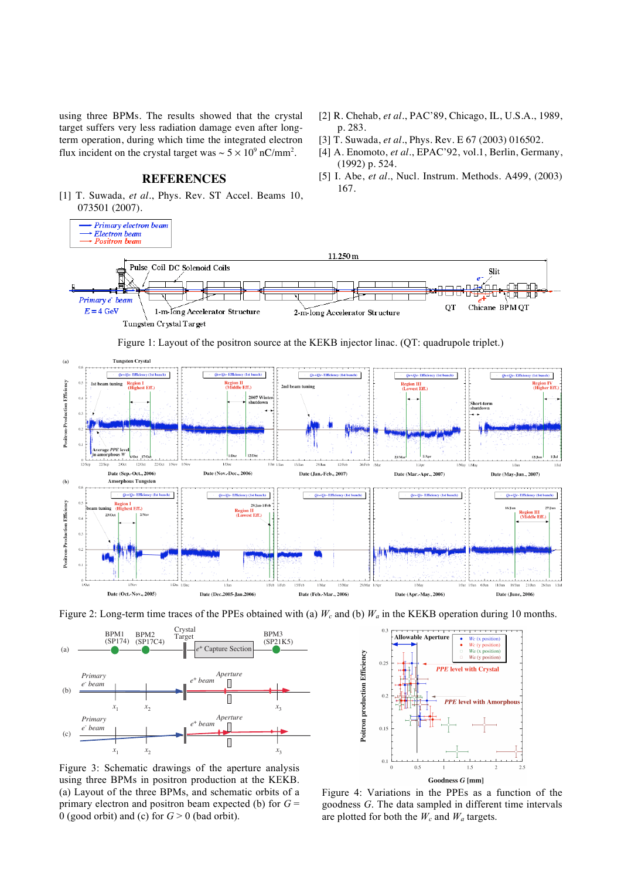using three BPMs. The results showed that the crystal target suffers very less radiation damage even after long-term operation, during which time the integrated electron flux incident on the crystal target was ~ $5 \times 10^9$ nC/mm$^2$.

## REFERENCES

[1] T. Suwada, *et al*., Phys. Rev. ST Accel. Beams 10, 073501 (2007).

[2] R. Chehab, *et al*., PAC'89, Chicago, IL, U.S.A., 1989, p. 283.

[3] T. Suwada, *et al*., Phys. Rev. E 67 (2003) 016502.

[4] A. Enomoto, *et al*., EPAC'92, vol.1, Berlin, Germany, (1992) p. 524.

[5] I. Abe, *et al*., Nucl. Instrum. Methods. A499, (2003) 167.

Primary electron beam
Electron beam
Positron beam
11.250 m
Pulse Coil DC Solenoid Coils
Slit
Primary e⁻ beam
E = 4 GeV
1-m-long Accelerator Structure
2-m-long Accelerator Structure
QT
Chicane BPM QT
Tungsten Crystal Target

Figure 1: Layout of the positron source at the KEKB injector linac. (QT: quadrupole triplet.)

Figure 2: Long-term time traces of the PPEs obtained with (a) $W_c$ and (b) $W_a$ in the KEKB operation during 10 months.

Figure 3: Schematic drawings of the aperture analysis using three BPMs in positron production at the KEKB. (a) Layout of the three BPMs, and schematic orbits of a primary electron and positron beam expected (b) for $G = 0$ (good orbit) and (c) for $G > 0$ (bad orbit).

Figure 4: Variations in the PPEs as a function of the goodness $G$. The data sampled in different time intervals are plotted for both the $W_c$ and $W_a$ targets.